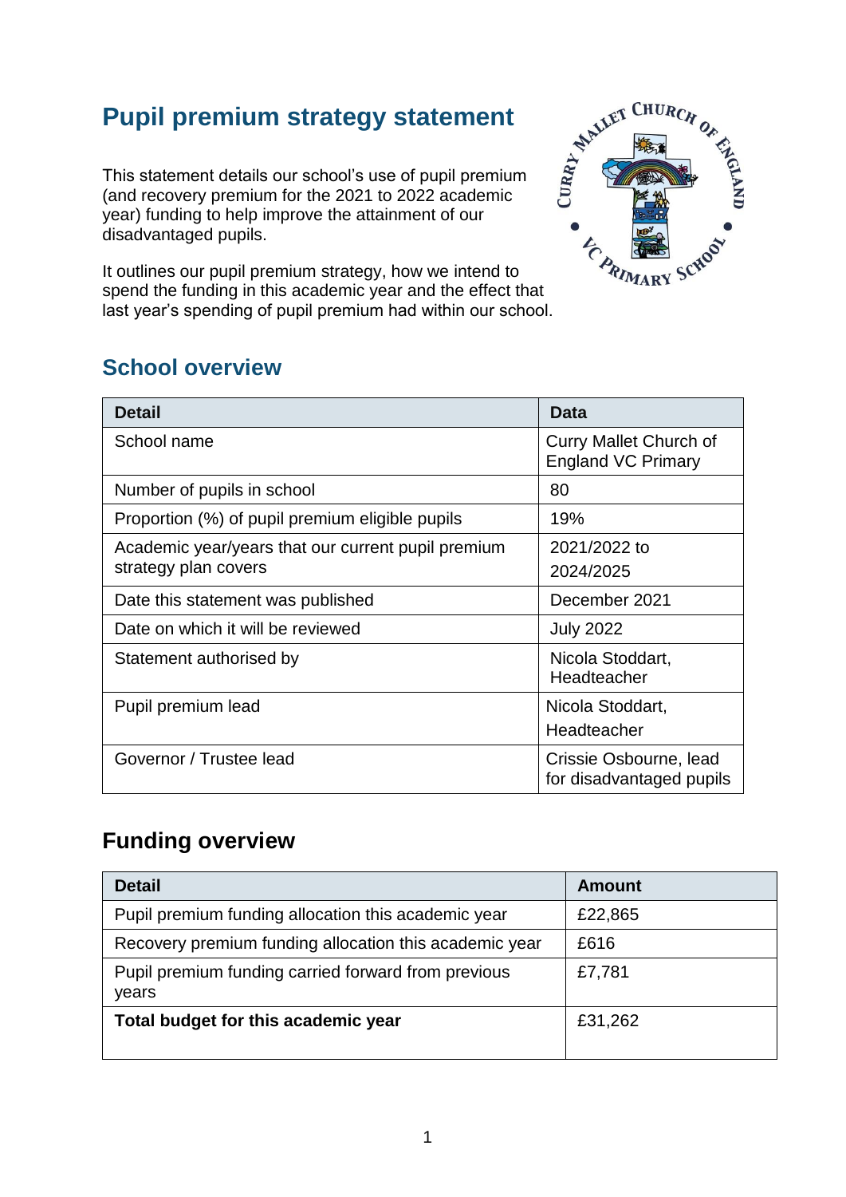# Pupil premium strategy statement

This statement details our school's use of pupil premium (and recovery premium for the 2021 to 2022 academic year) funding to help improve the attainment of our disadvantaged pupils.

It outlines our pupil premium strategy, how we intend to spend the funding in this academic year and the effect that last year's spending of pupil premium had within our school.

## School overview

| Detail | Data |
| --- | --- |
| School name | Curry Mallet Church of England VC Primary |
| Number of pupils in school | 80 |
| Proportion (%) of pupil premium eligible pupils | 19% |
| Academic year/years that our current pupil premium strategy plan covers | 2021/2022 to 2024/2025 |
| Date this statement was published | December 2021 |
| Date on which it will be reviewed | July 2022 |
| Statement authorised by | Nicola Stoddart, Headteacher |
| Pupil premium lead | Nicola Stoddart, Headteacher |
| Governor / Trustee lead | Crissie Osbourne, lead for disadvantaged pupils |

## Funding overview

| Detail | Amount |
| --- | --- |
| Pupil premium funding allocation this academic year | £22,865 |
| Recovery premium funding allocation this academic year | £616 |
| Pupil premium funding carried forward from previous years | £7,781 |
| **Total budget for this academic year** | £31,262 |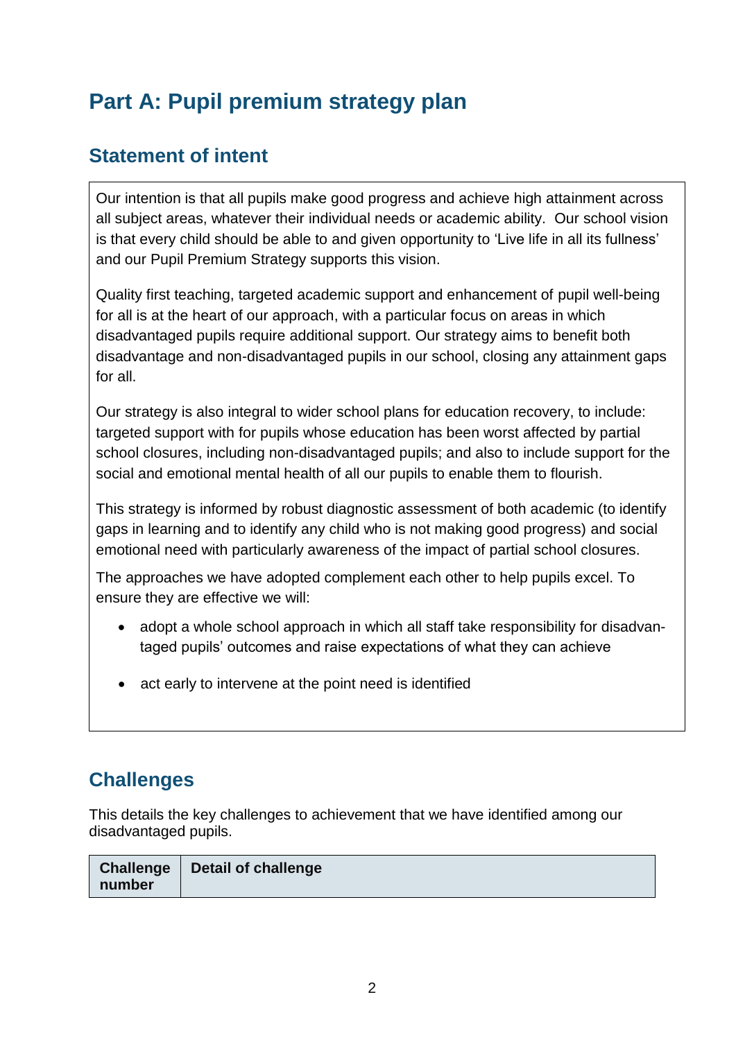# Part A: Pupil premium strategy plan

## Statement of intent

Our intention is that all pupils make good progress and achieve high attainment across all subject areas, whatever their individual needs or academic ability. Our school vision is that every child should be able to and given opportunity to 'Live life in all its fullness' and our Pupil Premium Strategy supports this vision.

Quality first teaching, targeted academic support and enhancement of pupil well-being for all is at the heart of our approach, with a particular focus on areas in which disadvantaged pupils require additional support. Our strategy aims to benefit both disadvantage and non-disadvantaged pupils in our school, closing any attainment gaps for all.

Our strategy is also integral to wider school plans for education recovery, to include: targeted support with for pupils whose education has been worst affected by partial school closures, including non-disadvantaged pupils; and also to include support for the social and emotional mental health of all our pupils to enable them to flourish.

This strategy is informed by robust diagnostic assessment of both academic (to identify gaps in learning and to identify any child who is not making good progress) and social emotional need with particularly awareness of the impact of partial school closures.

The approaches we have adopted complement each other to help pupils excel. To ensure they are effective we will:

- adopt a whole school approach in which all staff take responsibility for disadvantaged pupils' outcomes and raise expectations of what they can achieve
- act early to intervene at the point need is identified

## Challenges

This details the key challenges to achievement that we have identified among our disadvantaged pupils.

| Challenge number | Detail of challenge |
|---|---|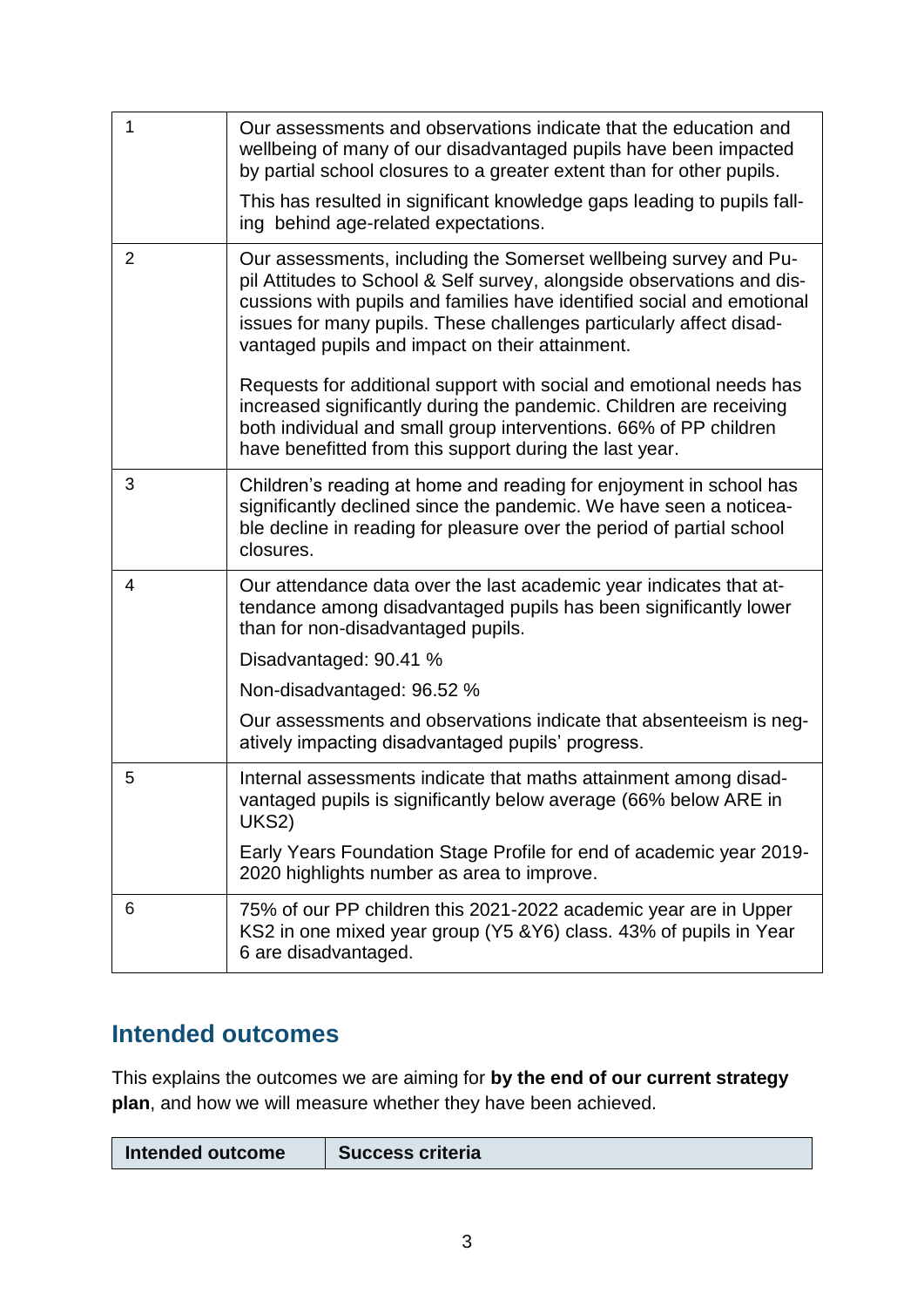| | |
|---|---|
| 1 | Our assessments and observations indicate that the education and wellbeing of many of our disadvantaged pupils have been impacted by partial school closures to a greater extent than for other pupils.<br><br>This has resulted in significant knowledge gaps leading to pupils falling behind age-related expectations. |
| 2 | Our assessments, including the Somerset wellbeing survey and Pupil Attitudes to School & Self survey, alongside observations and discussions with pupils and families have identified social and emotional issues for many pupils. These challenges particularly affect disadvantaged pupils and impact on their attainment.<br><br>Requests for additional support with social and emotional needs has increased significantly during the pandemic. Children are receiving both individual and small group interventions. 66% of PP children have benefitted from this support during the last year. |
| 3 | Children's reading at home and reading for enjoyment in school has significantly declined since the pandemic. We have seen a noticeable decline in reading for pleasure over the period of partial school closures. |
| 4 | Our attendance data over the last academic year indicates that attendance among disadvantaged pupils has been significantly lower than for non-disadvantaged pupils.<br><br>Disadvantaged: 90.41 %<br><br>Non-disadvantaged: 96.52 %<br><br>Our assessments and observations indicate that absenteeism is negatively impacting disadvantaged pupils' progress. |
| 5 | Internal assessments indicate that maths attainment among disadvantaged pupils is significantly below average (66% below ARE in UKS2)<br><br>Early Years Foundation Stage Profile for end of academic year 2019-2020 highlights number as area to improve. |
| 6 | 75% of our PP children this 2021-2022 academic year are in Upper KS2 in one mixed year group (Y5 &Y6) class. 43% of pupils in Year 6 are disadvantaged. |

## Intended outcomes

This explains the outcomes we are aiming for **by the end of our current strategy plan**, and how we will measure whether they have been achieved.

| Intended outcome | Success criteria |
|---|---|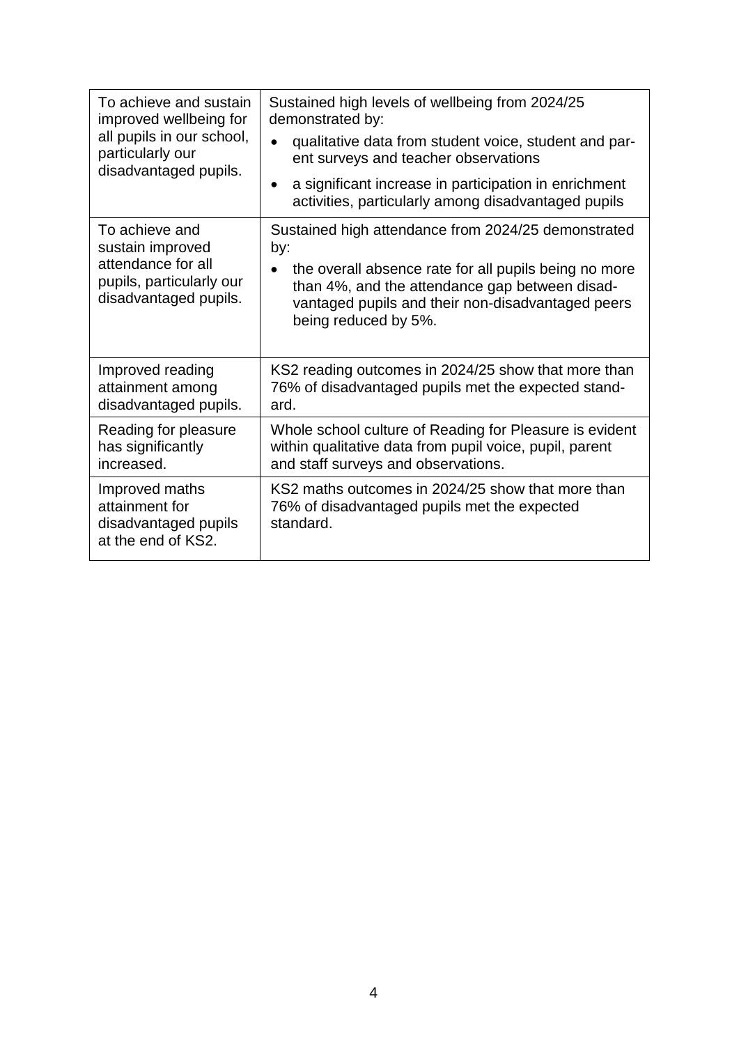| To achieve and sustain improved wellbeing for all pupils in our school, particularly our disadvantaged pupils. | Sustained high levels of wellbeing from 2024/25 demonstrated by:<br>• qualitative data from student voice, student and parent surveys and teacher observations<br>• a significant increase in participation in enrichment activities, particularly among disadvantaged pupils |
|---|---|
| To achieve and sustain improved attendance for all pupils, particularly our disadvantaged pupils. | Sustained high attendance from 2024/25 demonstrated by:<br>• the overall absence rate for all pupils being no more than 4%, and the attendance gap between disadvantaged pupils and their non-disadvantaged peers being reduced by 5%. |
| Improved reading attainment among disadvantaged pupils. | KS2 reading outcomes in 2024/25 show that more than 76% of disadvantaged pupils met the expected standard. |
| Reading for pleasure has significantly increased. | Whole school culture of Reading for Pleasure is evident within qualitative data from pupil voice, pupil, parent and staff surveys and observations. |
| Improved maths attainment for disadvantaged pupils at the end of KS2. | KS2 maths outcomes in 2024/25 show that more than 76% of disadvantaged pupils met the expected standard. |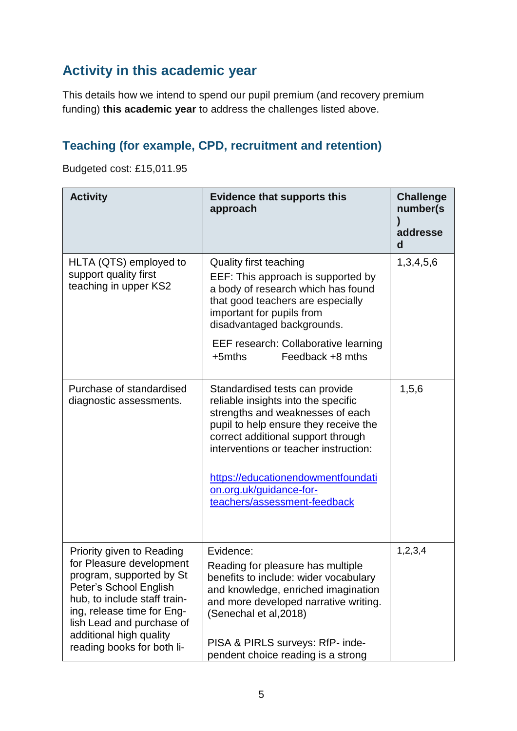## Activity in this academic year

This details how we intend to spend our pupil premium (and recovery premium funding) **this academic year** to address the challenges listed above.

### Teaching (for example, CPD, recruitment and retention)

Budgeted cost: £15,011.95

| Activity | Evidence that supports this approach | Challenge number(s) addressed |
|---|---|---|
| HLTA (QTS) employed to support quality first teaching in upper KS2 | Quality first teaching<br>EEF: This approach is supported by a body of research which has found that good teachers are especially important for pupils from disadvantaged backgrounds.<br>EEF research: Collaborative learning +5mths Feedback +8 mths | 1,3,4,5,6 |
| Purchase of standardised diagnostic assessments. | Standardised tests can provide reliable insights into the specific strengths and weaknesses of each pupil to help ensure they receive the correct additional support through interventions or teacher instruction:<br>[https://educationendowmentfoundation.org.uk/guidance-for-teachers/assessment-feedback](https://educationendowmentfoundation.org.uk/guidance-for-teachers/assessment-feedback) | 1,5,6 |
| Priority given to Reading for Pleasure development program, supported by St Peter's School English hub, to include staff training, release time for English Lead and purchase of additional high quality reading books for both li- | Evidence:<br>Reading for pleasure has multiple benefits to include: wider vocabulary and knowledge, enriched imagination and more developed narrative writing. (Senechal et al,2018)<br>PISA & PIRLS surveys: RfP- independent choice reading is a strong | 1,2,3,4 |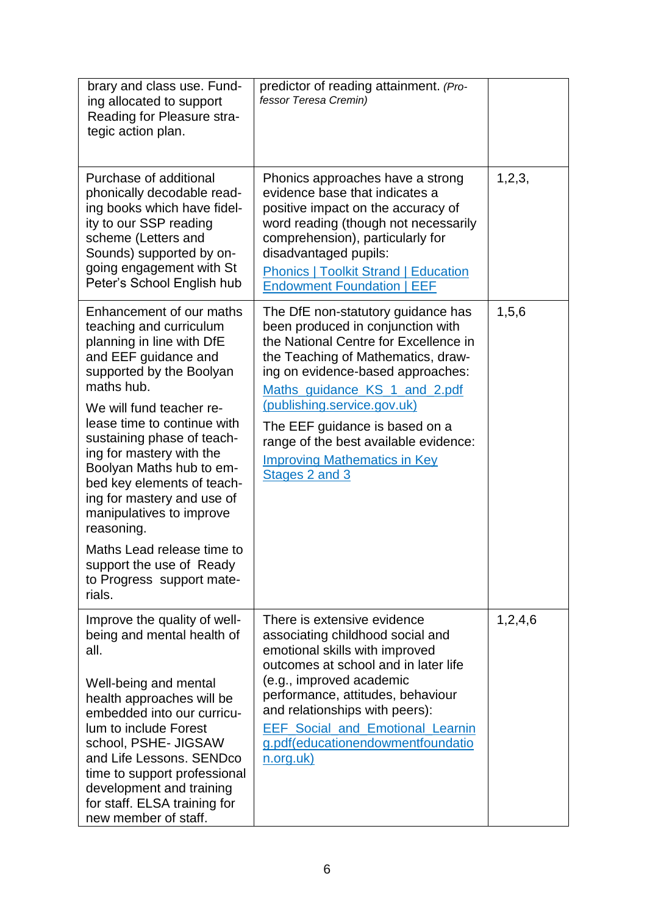| | | |
|---|---|---|
| brary and class use. Funding allocated to support Reading for Pleasure strategic action plan. | predictor of reading attainment. *(Professor Teresa Cremin)* | |
| Purchase of additional phonically decodable reading books which have fidelity to our SSP reading scheme (Letters and Sounds) supported by ongoing engagement with St Peter's School English hub | Phonics approaches have a strong evidence base that indicates a positive impact on the accuracy of word reading (though not necessarily comprehension), particularly for disadvantaged pupils: [Phonics \| Toolkit Strand \| Education Endowment Foundation \| EEF]() | 1,2,3, |
| Enhancement of our maths teaching and curriculum planning in line with DfE and EEF guidance and supported by the Boolyan maths hub. <br><br> We will fund teacher release time to continue with sustaining phase of teaching for mastery with the Boolyan Maths hub to embed key elements of teaching for mastery and use of manipulatives to improve reasoning. <br><br> Maths Lead release time to support the use of Ready to Progress support materials. | The DfE non-statutory guidance has been produced in conjunction with the National Centre for Excellence in the Teaching of Mathematics, drawing on evidence-based approaches: [Maths_guidance_KS_1_and_2.pdf (publishing.service.gov.uk)]() <br><br> The EEF guidance is based on a range of the best available evidence: [Improving Mathematics in Key Stages 2 and 3]() | 1,5,6 |
| Improve the quality of well-being and mental health of all. <br><br> Well-being and mental health approaches will be embedded into our curriculum to include Forest school, PSHE- JIGSAW and Life Lessons. SENDco time to support professional development and training for staff. ELSA training for new member of staff. | There is extensive evidence associating childhood social and emotional skills with improved outcomes at school and in later life (e.g., improved academic performance, attitudes, behaviour and relationships with peers): [EEF_Social_and_Emotional_Learning.pdf(educationendowmentfoundation.org.uk)]() | 1,2,4,6 |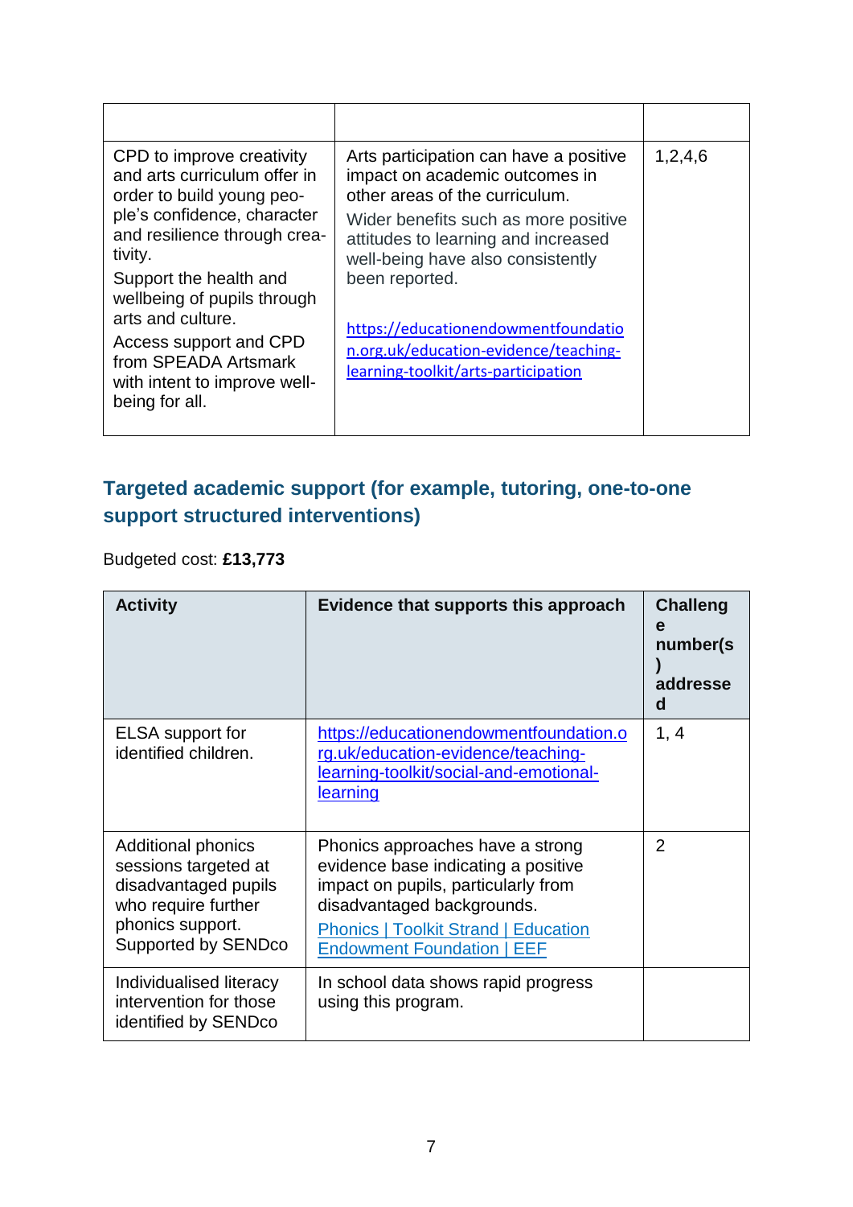| | | |
|---|---|---|
| CPD to improve creativity and arts curriculum offer in order to build young people's confidence, character and resilience through creativity.<br>Support the health and wellbeing of pupils through arts and culture.<br>Access support and CPD from SPEADA Artsmark with intent to improve well-being for all. | Arts participation can have a positive impact on academic outcomes in other areas of the curriculum.<br>Wider benefits such as more positive attitudes to learning and increased well-being have also consistently been reported.<br><br>https://educationendowmentfoundation.org.uk/education-evidence/teaching-learning-toolkit/arts-participation | 1,2,4,6 |

## Targeted academic support (for example, tutoring, one-to-one support structured interventions)

Budgeted cost: **£13,773**

| Activity | Evidence that supports this approach | Challenge number(s) addressed |
|---|---|---|
| ELSA support for identified children. | https://educationendowmentfoundation.org.uk/education-evidence/teaching-learning-toolkit/social-and-emotional-learning | 1, 4 |
| Additional phonics sessions targeted at disadvantaged pupils who require further phonics support. Supported by SENDco | Phonics approaches have a strong evidence base indicating a positive impact on pupils, particularly from disadvantaged backgrounds.<br>Phonics \| Toolkit Strand \| Education Endowment Foundation \| EEF | 2 |
| Individualised literacy intervention for those identified by SENDco | In school data shows rapid progress using this program. | |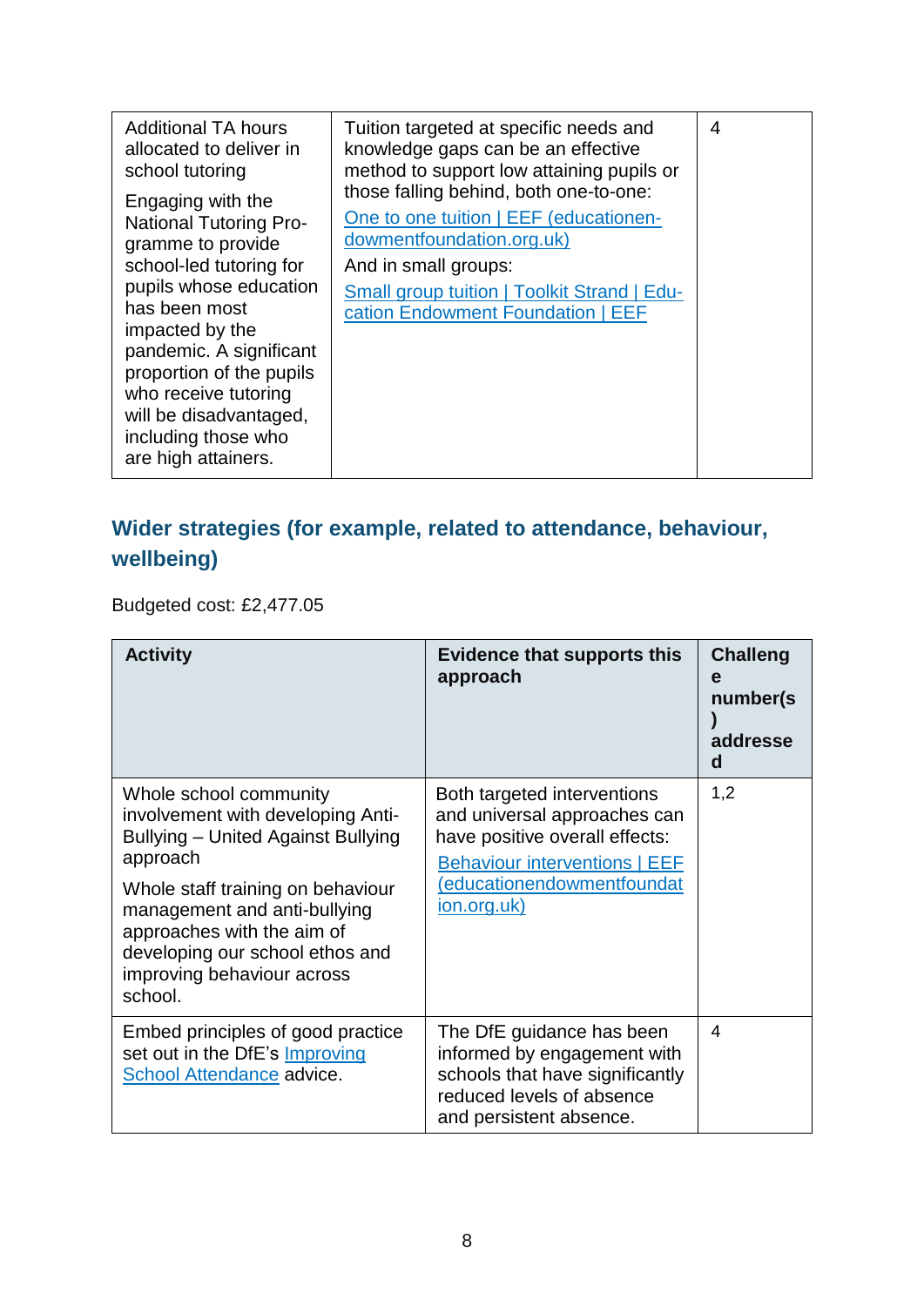| | | |
|---|---|---|
| Additional TA hours allocated to deliver in school tutoring<br><br>Engaging with the National Tutoring Programme to provide school-led tutoring for pupils whose education has been most impacted by the pandemic. A significant proportion of the pupils who receive tutoring will be disadvantaged, including those who are high attainers. | Tuition targeted at specific needs and knowledge gaps can be an effective method to support low attaining pupils or those falling behind, both one-to-one:<br><br>One to one tuition \| EEF (educationendowmentfoundation.org.uk)<br><br>And in small groups:<br><br>Small group tuition \| Toolkit Strand \| Education Endowment Foundation \| EEF | 4 |

## Wider strategies (for example, related to attendance, behaviour, wellbeing)

Budgeted cost: £2,477.05

| Activity | Evidence that supports this approach | Challenge number(s) addressed |
|---|---|---|
| Whole school community involvement with developing Anti-Bullying – United Against Bullying approach<br><br>Whole staff training on behaviour management and anti-bullying approaches with the aim of developing our school ethos and improving behaviour across school. | Both targeted interventions and universal approaches can have positive overall effects:<br><br>Behaviour interventions \| EEF (educationendowmentfoundation.org.uk) | 1,2 |
| Embed principles of good practice set out in the DfE's Improving School Attendance advice. | The DfE guidance has been informed by engagement with schools that have significantly reduced levels of absence and persistent absence. | 4 |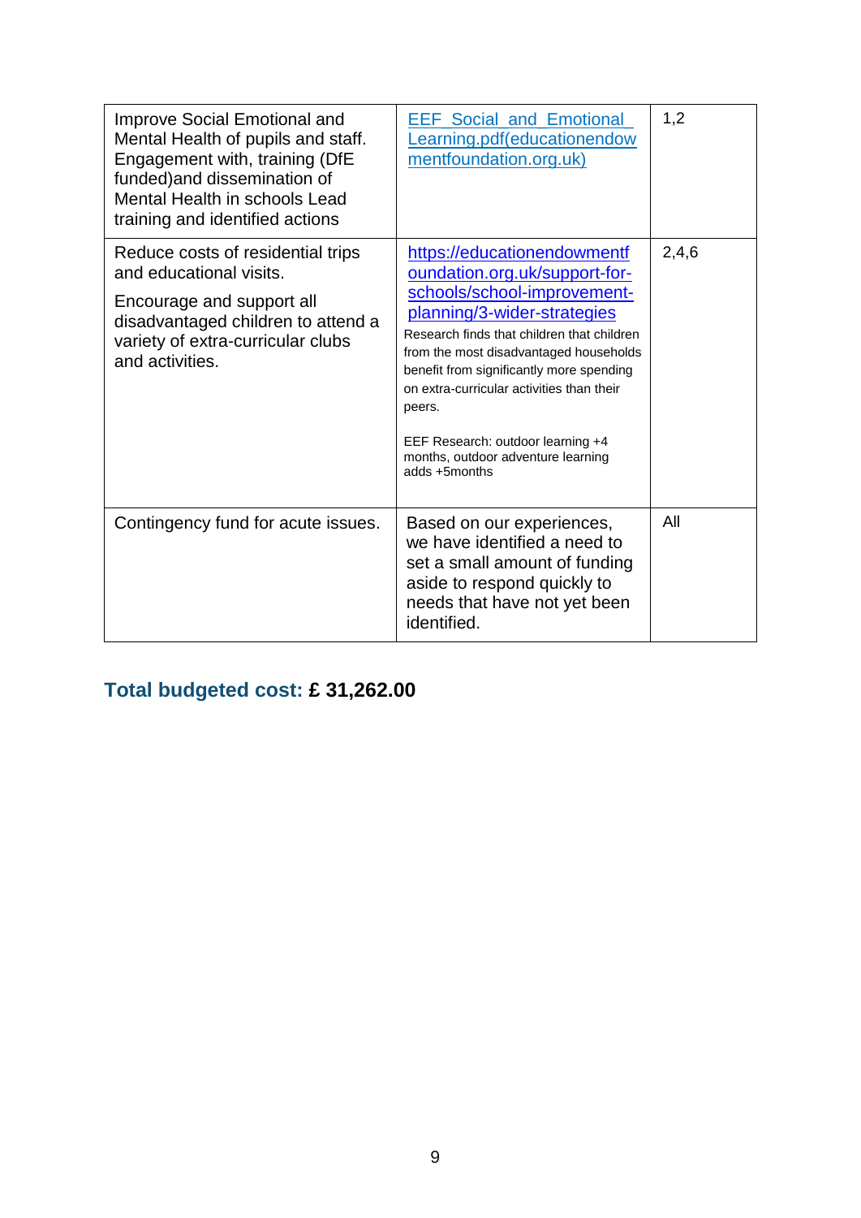| | | |
|---|---|---|
| Improve Social Emotional and Mental Health of pupils and staff. Engagement with, training (DfE funded)and dissemination of Mental Health in schools Lead training and identified actions | [EEF_Social_and_Emotional_Learning.pdf(educationendowmentfoundation.org.uk)](EEF_Social_and_Emotional_Learning.pdf) | 1,2 |
| Reduce costs of residential trips and educational visits.<br><br>Encourage and support all disadvantaged children to attend a variety of extra-curricular clubs and activities. | [https://educationendowmentfoundation.org.uk/support-for-schools/school-improvement-planning/3-wider-strategies](https://educationendowmentfoundation.org.uk/support-for-schools/school-improvement-planning/3-wider-strategies)<br>Research finds that children that children from the most disadvantaged households benefit from significantly more spending on extra-curricular activities than their peers.<br><br>EEF Research: outdoor learning +4 months, outdoor adventure learning adds +5months | 2,4,6 |
| Contingency fund for acute issues. | Based on our experiences, we have identified a need to set a small amount of funding aside to respond quickly to needs that have not yet been identified. | All |

## Total budgeted cost: **£ 31,262.00**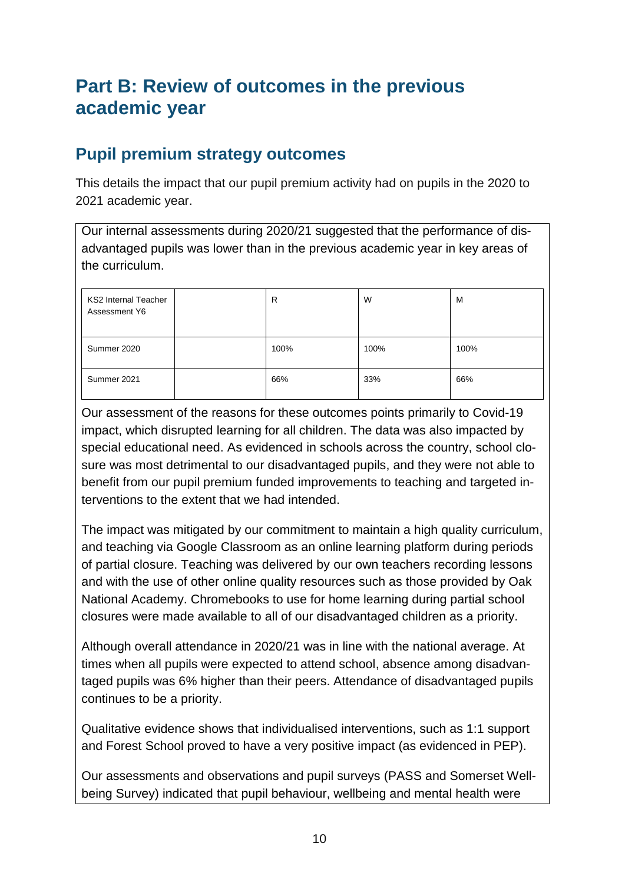# Part B: Review of outcomes in the previous academic year

## Pupil premium strategy outcomes

This details the impact that our pupil premium activity had on pupils in the 2020 to 2021 academic year.

Our internal assessments during 2020/21 suggested that the performance of disadvantaged pupils was lower than in the previous academic year in key areas of the curriculum.

| KS2 Internal Teacher Assessment Y6 | | R | W | M |
|---|---|---|---|---|
| Summer 2020 | | 100% | 100% | 100% |
| Summer 2021 | | 66% | 33% | 66% |

Our assessment of the reasons for these outcomes points primarily to Covid-19 impact, which disrupted learning for all children. The data was also impacted by special educational need. As evidenced in schools across the country, school closure was most detrimental to our disadvantaged pupils, and they were not able to benefit from our pupil premium funded improvements to teaching and targeted interventions to the extent that we had intended.

The impact was mitigated by our commitment to maintain a high quality curriculum, and teaching via Google Classroom as an online learning platform during periods of partial closure. Teaching was delivered by our own teachers recording lessons and with the use of other online quality resources such as those provided by Oak National Academy. Chromebooks to use for home learning during partial school closures were made available to all of our disadvantaged children as a priority.

Although overall attendance in 2020/21 was in line with the national average. At times when all pupils were expected to attend school, absence among disadvantaged pupils was 6% higher than their peers. Attendance of disadvantaged pupils continues to be a priority.

Qualitative evidence shows that individualised interventions, such as 1:1 support and Forest School proved to have a very positive impact (as evidenced in PEP).

Our assessments and observations and pupil surveys (PASS and Somerset Wellbeing Survey) indicated that pupil behaviour, wellbeing and mental health were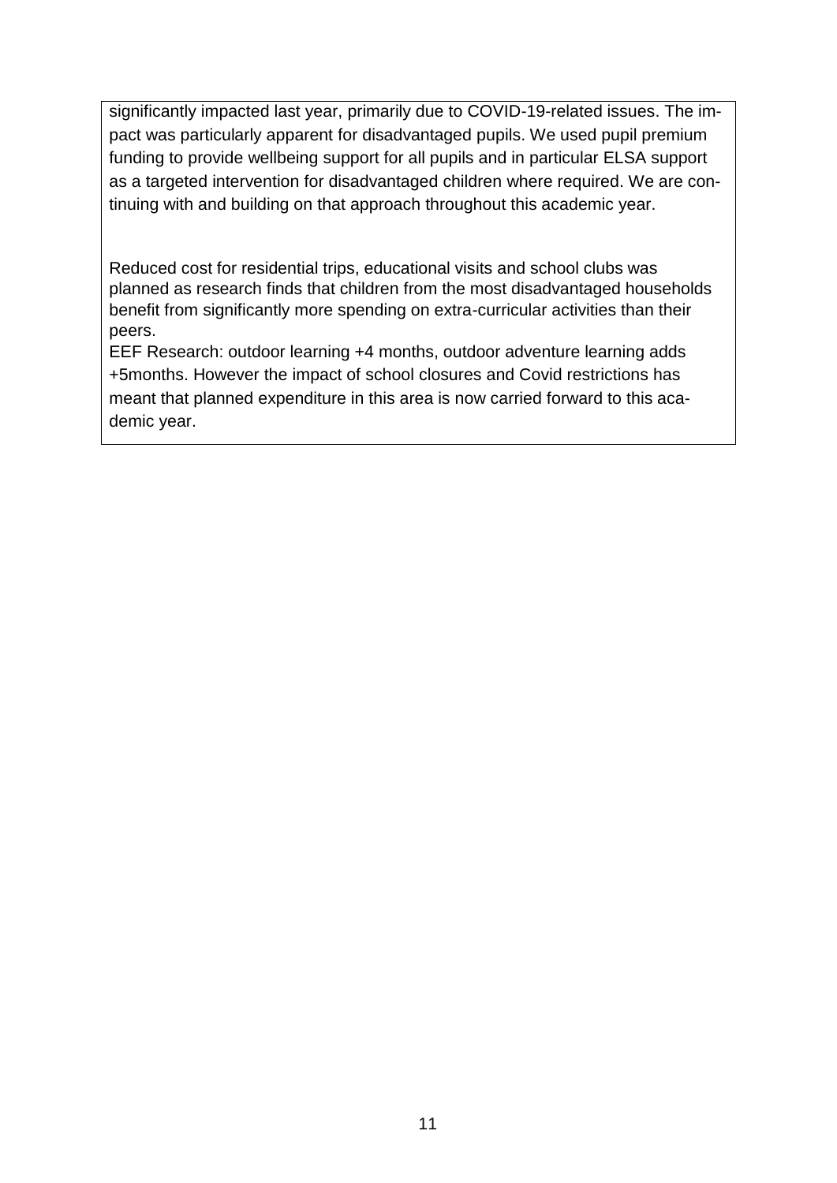significantly impacted last year, primarily due to COVID-19-related issues. The impact was particularly apparent for disadvantaged pupils. We used pupil premium funding to provide wellbeing support for all pupils and in particular ELSA support as a targeted intervention for disadvantaged children where required. We are continuing with and building on that approach throughout this academic year.

Reduced cost for residential trips, educational visits and school clubs was planned as research finds that children from the most disadvantaged households benefit from significantly more spending on extra-curricular activities than their peers.
EEF Research: outdoor learning +4 months, outdoor adventure learning adds +5months. However the impact of school closures and Covid restrictions has meant that planned expenditure in this area is now carried forward to this academic year.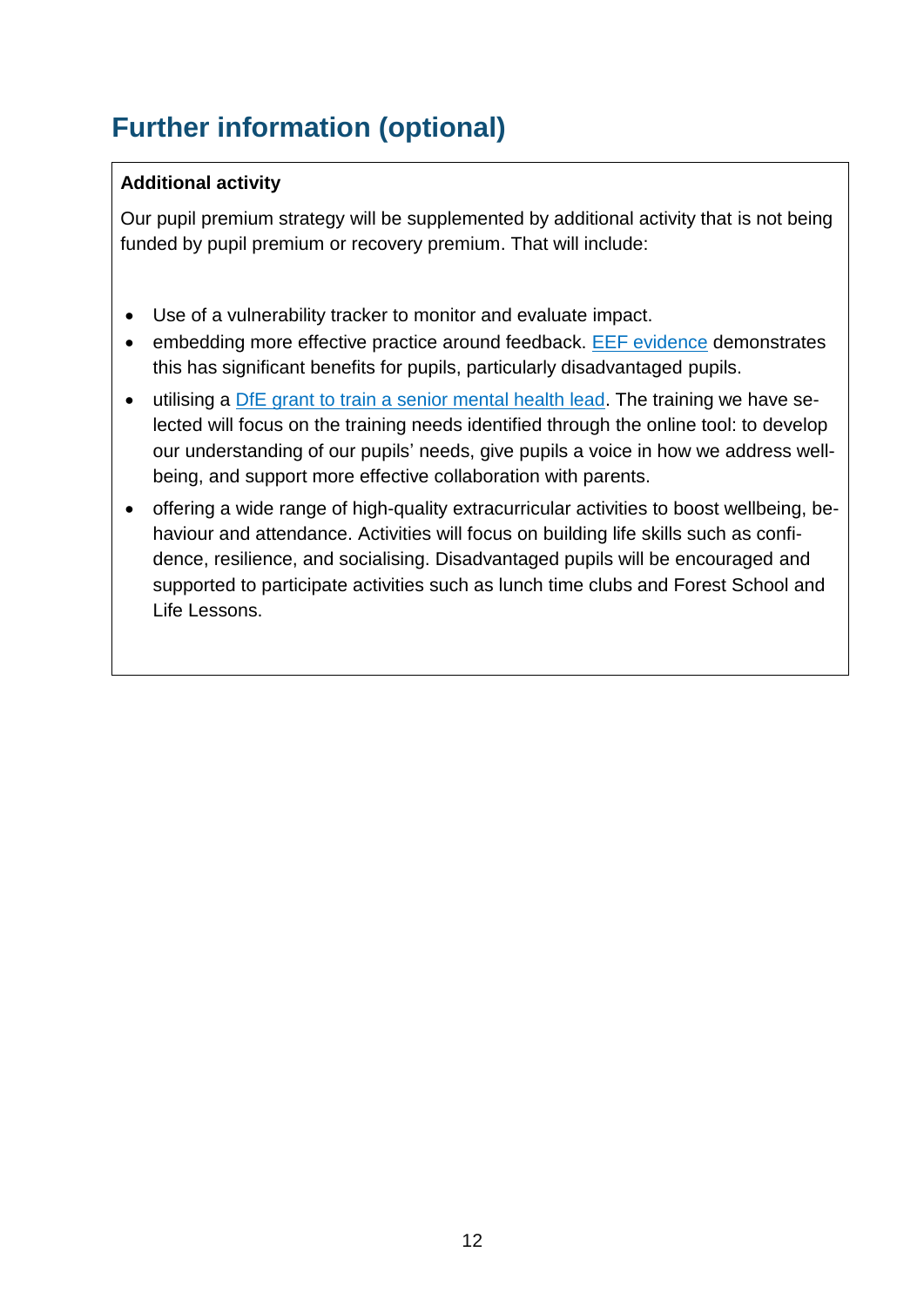# Further information (optional)

**Additional activity**

Our pupil premium strategy will be supplemented by additional activity that is not being funded by pupil premium or recovery premium. That will include:

- Use of a vulnerability tracker to monitor and evaluate impact.
- embedding more effective practice around feedback. EEF evidence demonstrates this has significant benefits for pupils, particularly disadvantaged pupils.
- utilising a DfE grant to train a senior mental health lead. The training we have selected will focus on the training needs identified through the online tool: to develop our understanding of our pupils' needs, give pupils a voice in how we address wellbeing, and support more effective collaboration with parents.
- offering a wide range of high-quality extracurricular activities to boost wellbeing, behaviour and attendance. Activities will focus on building life skills such as confidence, resilience, and socialising. Disadvantaged pupils will be encouraged and supported to participate activities such as lunch time clubs and Forest School and Life Lessons.